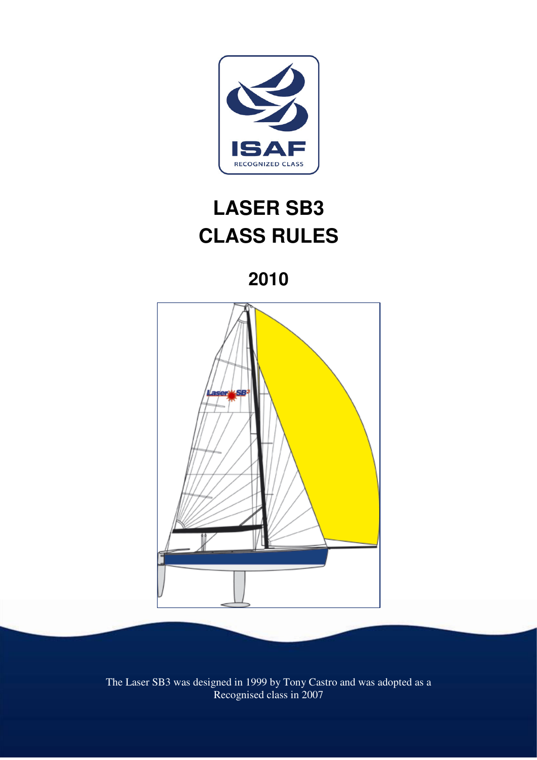ISAF

RECOGNIZED CLASS

# LASER SB3
# CLASS RULES

## 2010

The Laser SB3 was designed in 1999 by Tony Castro and was adopted as a Recognised class in 2007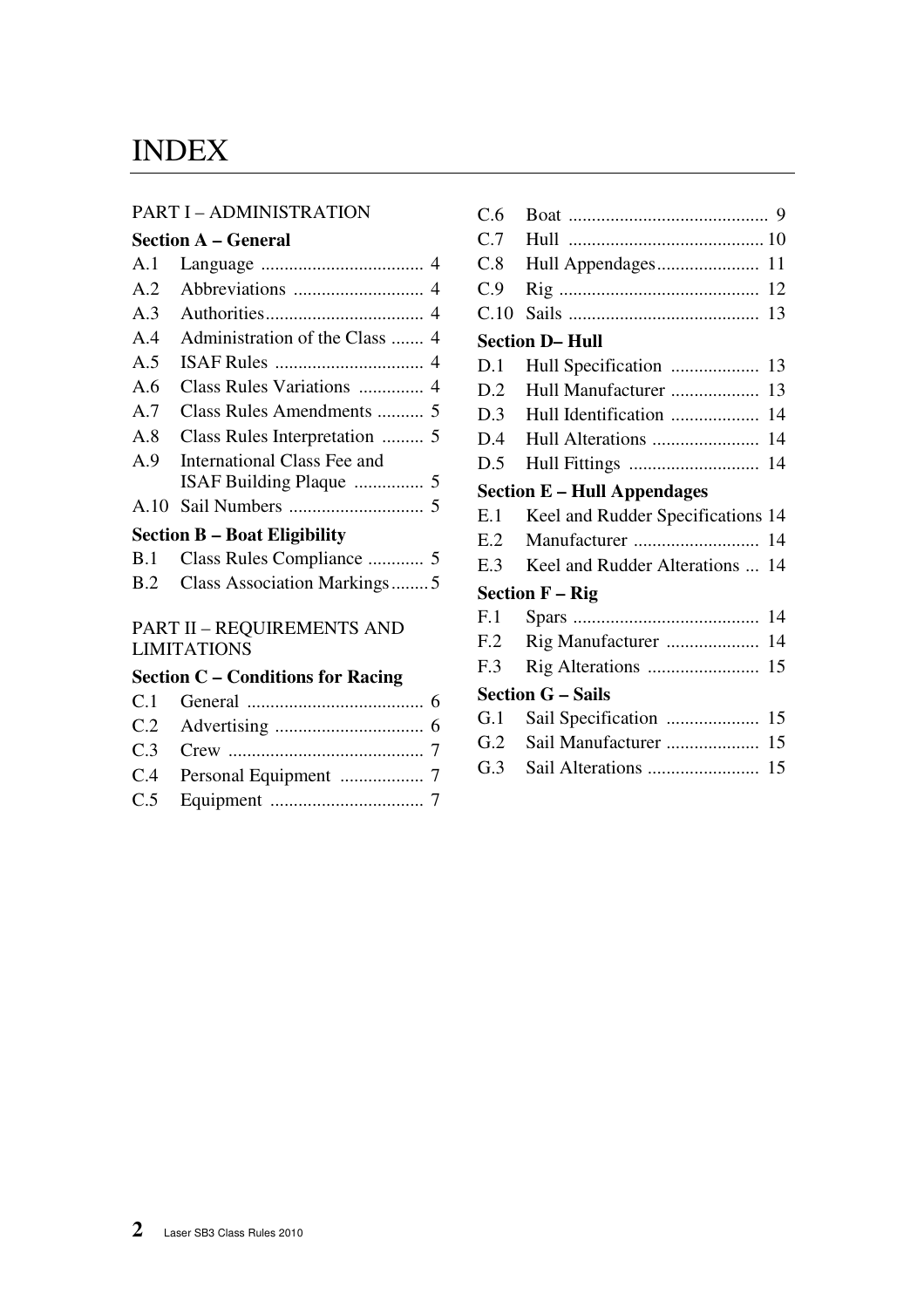# INDEX

PART I – ADMINISTRATION

**Section A – General**

| | | |
|---|---|---|
| A.1 | Language | 4 |
| A.2 | Abbreviations | 4 |
| A.3 | Authorities | 4 |
| A.4 | Administration of the Class | 4 |
| A.5 | ISAF Rules | 4 |
| A.6 | Class Rules Variations | 4 |
| A.7 | Class Rules Amendments | 5 |
| A.8 | Class Rules Interpretation | 5 |
| A.9 | International Class Fee and ISAF Building Plaque | 5 |
| A.10 | Sail Numbers | 5 |

**Section B – Boat Eligibility**

| | | |
|---|---|---|
| B.1 | Class Rules Compliance | 5 |
| B.2 | Class Association Markings | 5 |

PART II – REQUIREMENTS AND LIMITATIONS

**Section C – Conditions for Racing**

| | | |
|---|---|---|
| C.1 | General | 6 |
| C.2 | Advertising | 6 |
| C.3 | Crew | 7 |
| C.4 | Personal Equipment | 7 |
| C.5 | Equipment | 7 |
| C.6 | Boat | 9 |
| C.7 | Hull | 10 |
| C.8 | Hull Appendages | 11 |
| C.9 | Rig | 12 |
| C.10 | Sails | 13 |

**Section D– Hull**

| | | |
|---|---|---|
| D.1 | Hull Specification | 13 |
| D.2 | Hull Manufacturer | 13 |
| D.3 | Hull Identification | 14 |
| D.4 | Hull Alterations | 14 |
| D.5 | Hull Fittings | 14 |

**Section E – Hull Appendages**

| | | |
|---|---|---|
| E.1 | Keel and Rudder Specifications | 14 |
| E.2 | Manufacturer | 14 |
| E.3 | Keel and Rudder Alterations | 14 |

**Section F – Rig**

| | | |
|---|---|---|
| F.1 | Spars | 14 |
| F.2 | Rig Manufacturer | 14 |
| F.3 | Rig Alterations | 15 |

**Section G – Sails**

| | | |
|---|---|---|
| G.1 | Sail Specification | 15 |
| G.2 | Sail Manufacturer | 15 |
| G.3 | Sail Alterations | 15 |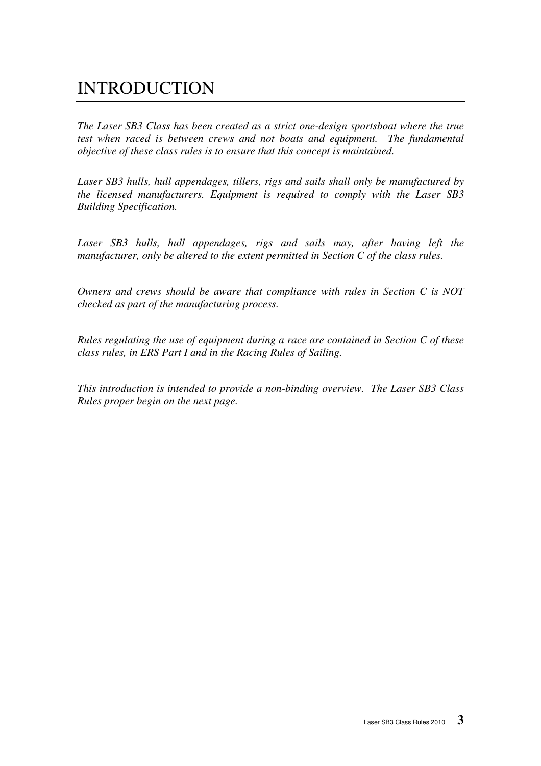# INTRODUCTION

*The Laser SB3 Class has been created as a strict one-design sportsboat where the true test when raced is between crews and not boats and equipment. The fundamental objective of these class rules is to ensure that this concept is maintained.*

*Laser SB3 hulls, hull appendages, tillers, rigs and sails shall only be manufactured by the licensed manufacturers. Equipment is required to comply with the Laser SB3 Building Specification.*

*Laser SB3 hulls, hull appendages, rigs and sails may, after having left the manufacturer, only be altered to the extent permitted in Section C of the class rules.*

*Owners and crews should be aware that compliance with rules in Section C is NOT checked as part of the manufacturing process.*

*Rules regulating the use of equipment during a race are contained in Section C of these class rules, in ERS Part I and in the Racing Rules of Sailing.*

*This introduction is intended to provide a non-binding overview. The Laser SB3 Class Rules proper begin on the next page.*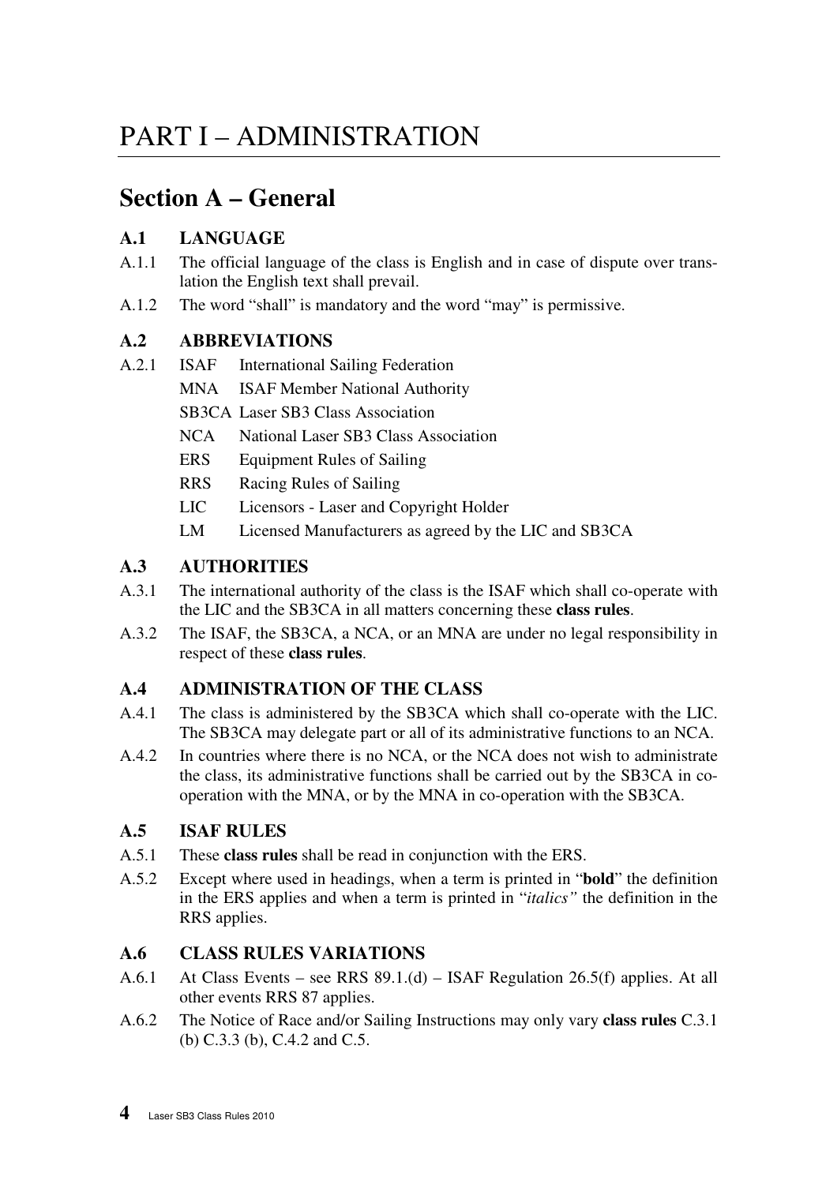# PART I – ADMINISTRATION

## Section A – General

### A.1 LANGUAGE

A.1.1 The official language of the class is English and in case of dispute over translation the English text shall prevail.

A.1.2 The word "shall" is mandatory and the word "may" is permissive.

### A.2 ABBREVIATIONS

A.2.1

| | |
|---|---|
| ISAF | International Sailing Federation |
| MNA | ISAF Member National Authority |
| SB3CA | Laser SB3 Class Association |
| NCA | National Laser SB3 Class Association |
| ERS | Equipment Rules of Sailing |
| RRS | Racing Rules of Sailing |
| LIC | Licensors - Laser and Copyright Holder |
| LM | Licensed Manufacturers as agreed by the LIC and SB3CA |

### A.3 AUTHORITIES

A.3.1 The international authority of the class is the ISAF which shall co-operate with the LIC and the SB3CA in all matters concerning these **class rules**.

A.3.2 The ISAF, the SB3CA, a NCA, or an MNA are under no legal responsibility in respect of these **class rules**.

### A.4 ADMINISTRATION OF THE CLASS

A.4.1 The class is administered by the SB3CA which shall co-operate with the LIC. The SB3CA may delegate part or all of its administrative functions to an NCA.

A.4.2 In countries where there is no NCA, or the NCA does not wish to administrate the class, its administrative functions shall be carried out by the SB3CA in co-operation with the MNA, or by the MNA in co-operation with the SB3CA.

### A.5 ISAF RULES

A.5.1 These **class rules** shall be read in conjunction with the ERS.

A.5.2 Except where used in headings, when a term is printed in "**bold**" the definition in the ERS applies and when a term is printed in "*italics"* the definition in the RRS applies.

### A.6 CLASS RULES VARIATIONS

A.6.1 At Class Events – see RRS 89.1.(d) – ISAF Regulation 26.5(f) applies. At all other events RRS 87 applies.

A.6.2 The Notice of Race and/or Sailing Instructions may only vary **class rules** C.3.1 (b) C.3.3 (b), C.4.2 and C.5.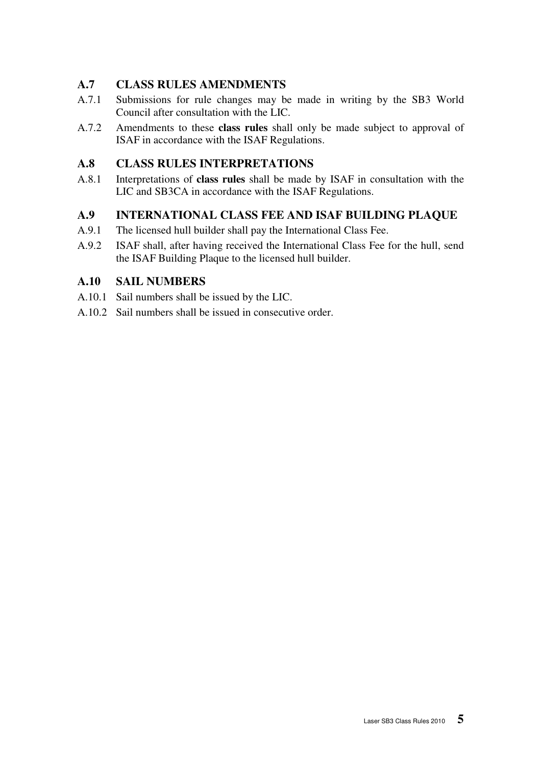### A.7 CLASS RULES AMENDMENTS

A.7.1 Submissions for rule changes may be made in writing by the SB3 World Council after consultation with the LIC.

A.7.2 Amendments to these **class rules** shall only be made subject to approval of ISAF in accordance with the ISAF Regulations.

### A.8 CLASS RULES INTERPRETATIONS

A.8.1 Interpretations of **class rules** shall be made by ISAF in consultation with the LIC and SB3CA in accordance with the ISAF Regulations.

### A.9 INTERNATIONAL CLASS FEE AND ISAF BUILDING PLAQUE

A.9.1 The licensed hull builder shall pay the International Class Fee.

A.9.2 ISAF shall, after having received the International Class Fee for the hull, send the ISAF Building Plaque to the licensed hull builder.

### A.10 SAIL NUMBERS

A.10.1 Sail numbers shall be issued by the LIC.

A.10.2 Sail numbers shall be issued in consecutive order.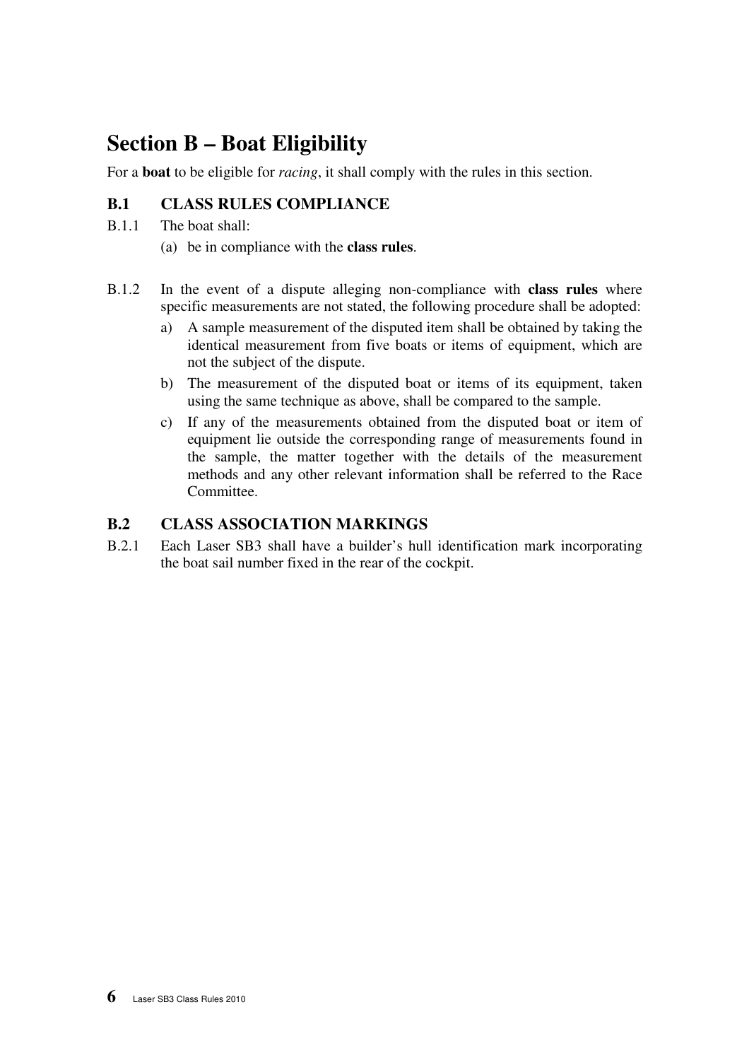# Section B – Boat Eligibility

For a **boat** to be eligible for *racing*, it shall comply with the rules in this section.

## B.1 CLASS RULES COMPLIANCE

B.1.1 The boat shall:

(a) be in compliance with the **class rules**.

B.1.2 In the event of a dispute alleging non-compliance with **class rules** where specific measurements are not stated, the following procedure shall be adopted:

a) A sample measurement of the disputed item shall be obtained by taking the identical measurement from five boats or items of equipment, which are not the subject of the dispute.

b) The measurement of the disputed boat or items of its equipment, taken using the same technique as above, shall be compared to the sample.

c) If any of the measurements obtained from the disputed boat or item of equipment lie outside the corresponding range of measurements found in the sample, the matter together with the details of the measurement methods and any other relevant information shall be referred to the Race Committee.

## B.2 CLASS ASSOCIATION MARKINGS

B.2.1 Each Laser SB3 shall have a builder's hull identification mark incorporating the boat sail number fixed in the rear of the cockpit.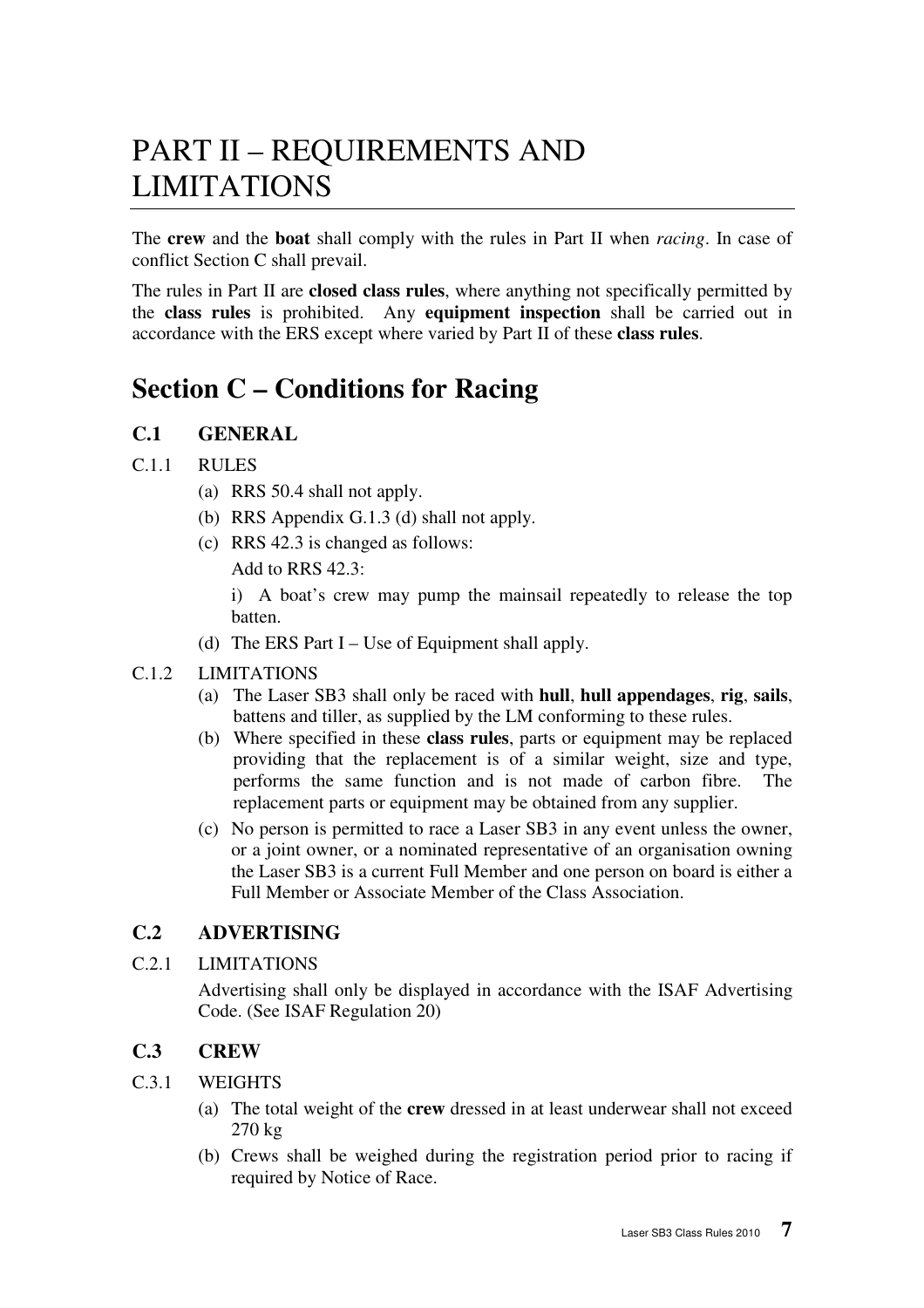# PART II – REQUIREMENTS AND LIMITATIONS

The **crew** and the **boat** shall comply with the rules in Part II when *racing*. In case of conflict Section C shall prevail.

The rules in Part II are **closed class rules**, where anything not specifically permitted by the **class rules** is prohibited. Any **equipment inspection** shall be carried out in accordance with the ERS except where varied by Part II of these **class rules**.

## Section C – Conditions for Racing

### C.1 GENERAL

C.1.1 RULES

(a) RRS 50.4 shall not apply.

(b) RRS Appendix G.1.3 (d) shall not apply.

(c) RRS 42.3 is changed as follows:

Add to RRS 42.3:

i) A boat's crew may pump the mainsail repeatedly to release the top batten.

(d) The ERS Part I – Use of Equipment shall apply.

C.1.2 LIMITATIONS

(a) The Laser SB3 shall only be raced with **hull**, **hull appendages**, **rig**, **sails**, battens and tiller, as supplied by the LM conforming to these rules.

(b) Where specified in these **class rules**, parts or equipment may be replaced providing that the replacement is of a similar weight, size and type, performs the same function and is not made of carbon fibre. The replacement parts or equipment may be obtained from any supplier.

(c) No person is permitted to race a Laser SB3 in any event unless the owner, or a joint owner, or a nominated representative of an organisation owning the Laser SB3 is a current Full Member and one person on board is either a Full Member or Associate Member of the Class Association.

### C.2 ADVERTISING

C.2.1 LIMITATIONS

Advertising shall only be displayed in accordance with the ISAF Advertising Code. (See ISAF Regulation 20)

### C.3 CREW

C.3.1 WEIGHTS

(a) The total weight of the **crew** dressed in at least underwear shall not exceed 270 kg

(b) Crews shall be weighed during the registration period prior to racing if required by Notice of Race.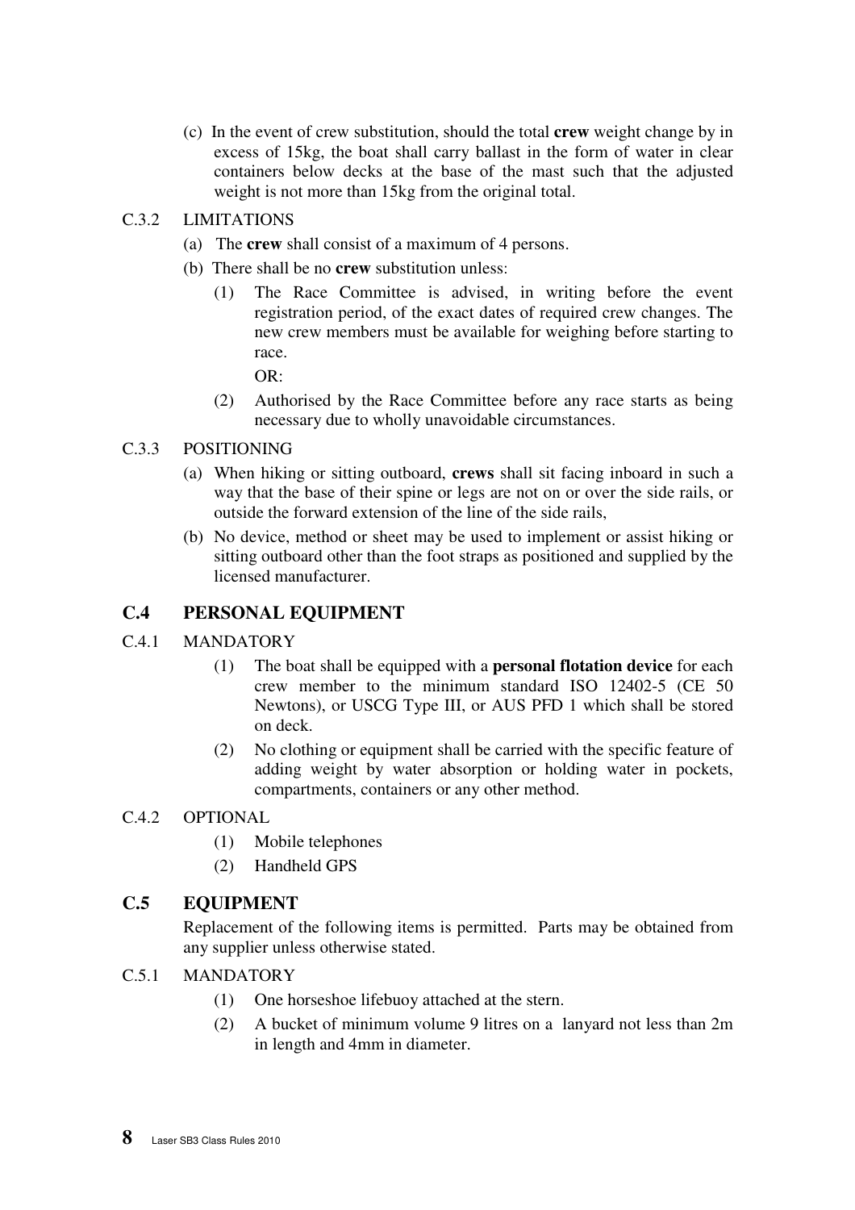(c) In the event of crew substitution, should the total **crew** weight change by in excess of 15kg, the boat shall carry ballast in the form of water in clear containers below decks at the base of the mast such that the adjusted weight is not more than 15kg from the original total.

C.3.2 LIMITATIONS

(a) The **crew** shall consist of a maximum of 4 persons.

(b) There shall be no **crew** substitution unless:

(1) The Race Committee is advised, in writing before the event registration period, of the exact dates of required crew changes. The new crew members must be available for weighing before starting to race.

OR:

(2) Authorised by the Race Committee before any race starts as being necessary due to wholly unavoidable circumstances.

C.3.3 POSITIONING

(a) When hiking or sitting outboard, **crews** shall sit facing inboard in such a way that the base of their spine or legs are not on or over the side rails, or outside the forward extension of the line of the side rails,

(b) No device, method or sheet may be used to implement or assist hiking or sitting outboard other than the foot straps as positioned and supplied by the licensed manufacturer.

## C.4 PERSONAL EQUIPMENT

C.4.1 MANDATORY

(1) The boat shall be equipped with a **personal flotation device** for each crew member to the minimum standard ISO 12402-5 (CE 50 Newtons), or USCG Type III, or AUS PFD 1 which shall be stored on deck.

(2) No clothing or equipment shall be carried with the specific feature of adding weight by water absorption or holding water in pockets, compartments, containers or any other method.

C.4.2 OPTIONAL

(1) Mobile telephones

(2) Handheld GPS

## C.5 EQUIPMENT

Replacement of the following items is permitted. Parts may be obtained from any supplier unless otherwise stated.

C.5.1 MANDATORY

(1) One horseshoe lifebuoy attached at the stern.

(2) A bucket of minimum volume 9 litres on a lanyard not less than 2m in length and 4mm in diameter.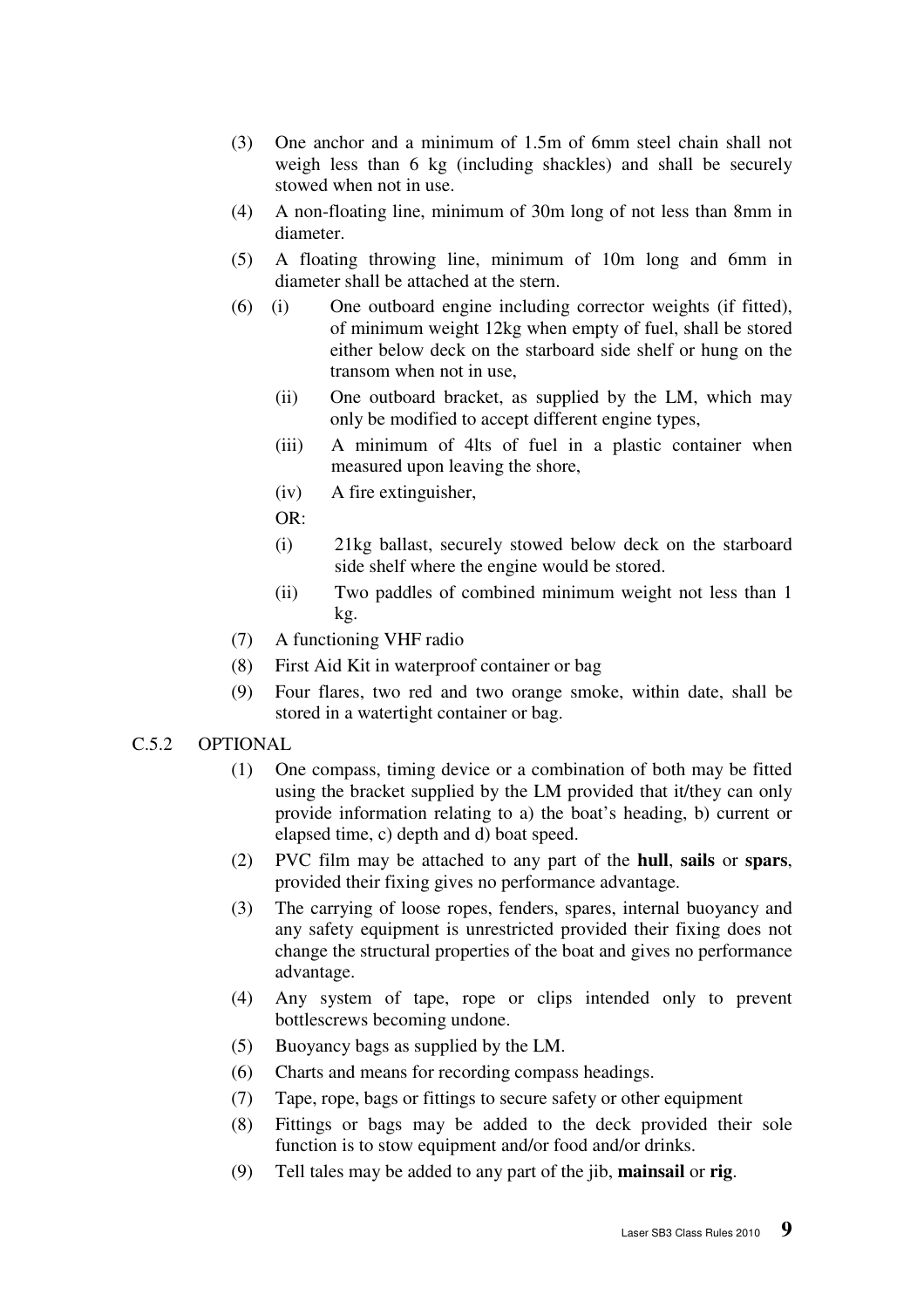(3) One anchor and a minimum of 1.5m of 6mm steel chain shall not weigh less than 6 kg (including shackles) and shall be securely stowed when not in use.

(4) A non-floating line, minimum of 30m long of not less than 8mm in diameter.

(5) A floating throwing line, minimum of 10m long and 6mm in diameter shall be attached at the stern.

(6) (i) One outboard engine including corrector weights (if fitted), of minimum weight 12kg when empty of fuel, shall be stored either below deck on the starboard side shelf or hung on the transom when not in use,

(ii) One outboard bracket, as supplied by the LM, which may only be modified to accept different engine types,

(iii) A minimum of 4lts of fuel in a plastic container when measured upon leaving the shore,

(iv) A fire extinguisher,

OR:

(i) 21kg ballast, securely stowed below deck on the starboard side shelf where the engine would be stored.

(ii) Two paddles of combined minimum weight not less than 1 kg.

(7) A functioning VHF radio

(8) First Aid Kit in waterproof container or bag

(9) Four flares, two red and two orange smoke, within date, shall be stored in a watertight container or bag.

C.5.2 OPTIONAL

(1) One compass, timing device or a combination of both may be fitted using the bracket supplied by the LM provided that it/they can only provide information relating to a) the boat's heading, b) current or elapsed time, c) depth and d) boat speed.

(2) PVC film may be attached to any part of the **hull**, **sails** or **spars**, provided their fixing gives no performance advantage.

(3) The carrying of loose ropes, fenders, spares, internal buoyancy and any safety equipment is unrestricted provided their fixing does not change the structural properties of the boat and gives no performance advantage.

(4) Any system of tape, rope or clips intended only to prevent bottlescrews becoming undone.

(5) Buoyancy bags as supplied by the LM.

(6) Charts and means for recording compass headings.

(7) Tape, rope, bags or fittings to secure safety or other equipment

(8) Fittings or bags may be added to the deck provided their sole function is to stow equipment and/or food and/or drinks.

(9) Tell tales may be added to any part of the jib, **mainsail** or **rig**.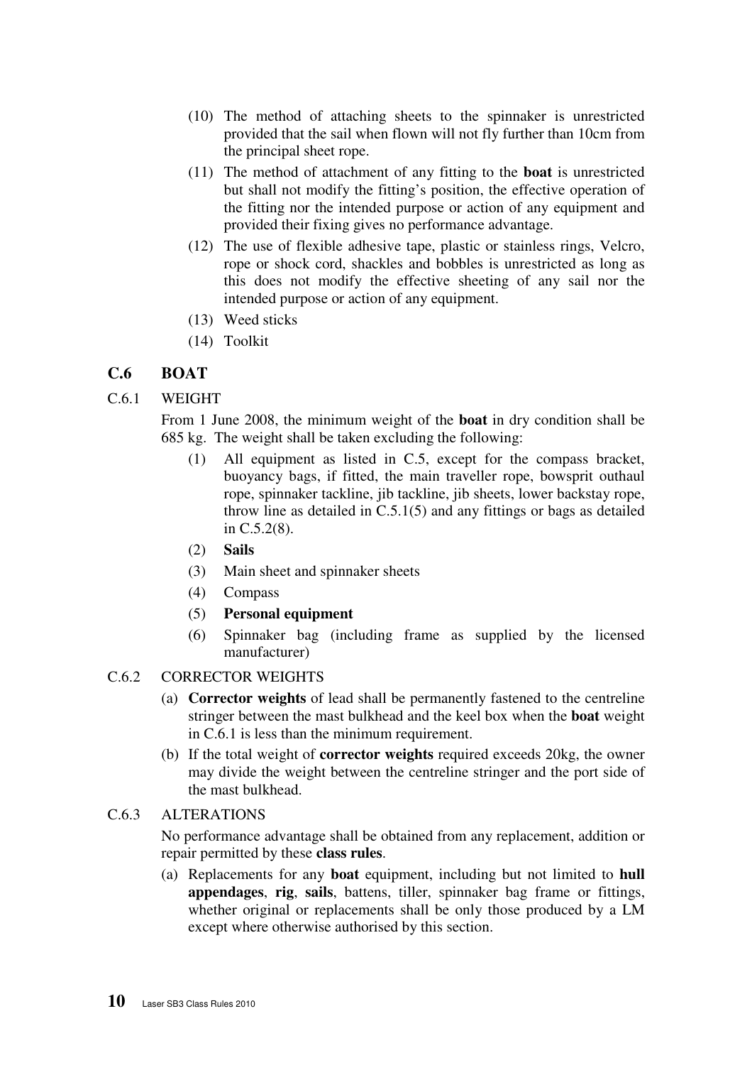(10) The method of attaching sheets to the spinnaker is unrestricted provided that the sail when flown will not fly further than 10cm from the principal sheet rope.

(11) The method of attachment of any fitting to the **boat** is unrestricted but shall not modify the fitting's position, the effective operation of the fitting nor the intended purpose or action of any equipment and provided their fixing gives no performance advantage.

(12) The use of flexible adhesive tape, plastic or stainless rings, Velcro, rope or shock cord, shackles and bobbles is unrestricted as long as this does not modify the effective sheeting of any sail nor the intended purpose or action of any equipment.

(13) Weed sticks

(14) Toolkit

## C.6 BOAT

### C.6.1 WEIGHT

From 1 June 2008, the minimum weight of the **boat** in dry condition shall be 685 kg. The weight shall be taken excluding the following:

(1) All equipment as listed in C.5, except for the compass bracket, buoyancy bags, if fitted, the main traveller rope, bowsprit outhaul rope, spinnaker tackline, jib tackline, jib sheets, lower backstay rope, throw line as detailed in C.5.1(5) and any fittings or bags as detailed in C.5.2(8).

(2) **Sails**

(3) Main sheet and spinnaker sheets

(4) Compass

(5) **Personal equipment**

(6) Spinnaker bag (including frame as supplied by the licensed manufacturer)

### C.6.2 CORRECTOR WEIGHTS

(a) **Corrector weights** of lead shall be permanently fastened to the centreline stringer between the mast bulkhead and the keel box when the **boat** weight in C.6.1 is less than the minimum requirement.

(b) If the total weight of **corrector weights** required exceeds 20kg, the owner may divide the weight between the centreline stringer and the port side of the mast bulkhead.

### C.6.3 ALTERATIONS

No performance advantage shall be obtained from any replacement, addition or repair permitted by these **class rules**.

(a) Replacements for any **boat** equipment, including but not limited to **hull appendages**, **rig**, **sails**, battens, tiller, spinnaker bag frame or fittings, whether original or replacements shall be only those produced by a LM except where otherwise authorised by this section.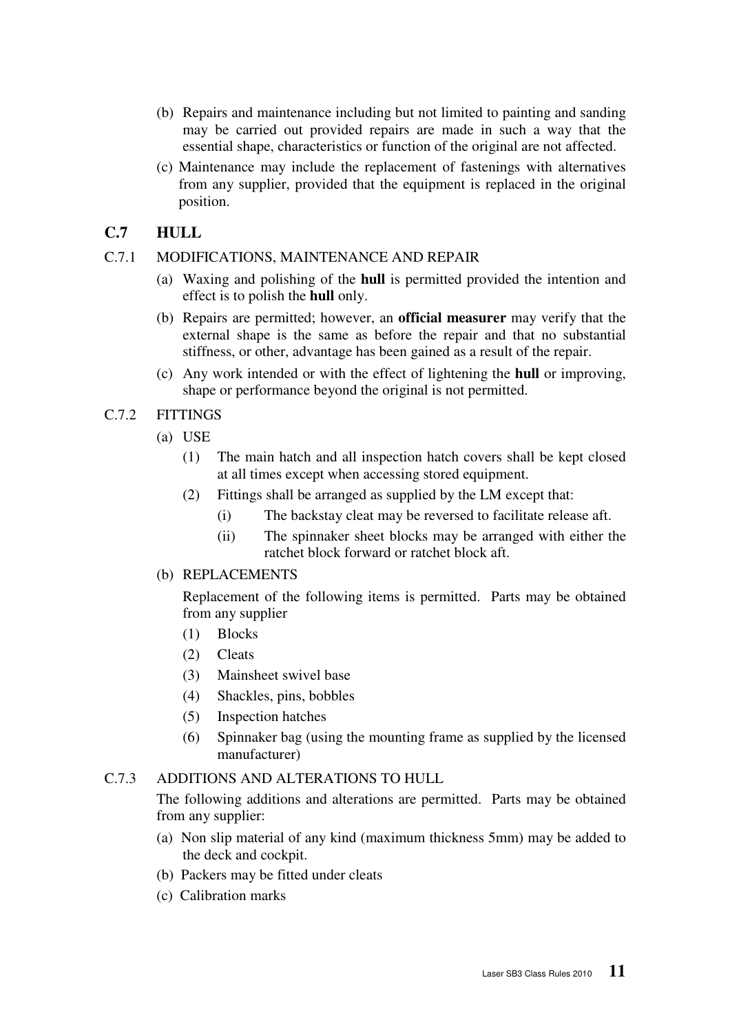(b) Repairs and maintenance including but not limited to painting and sanding may be carried out provided repairs are made in such a way that the essential shape, characteristics or function of the original are not affected.

(c) Maintenance may include the replacement of fastenings with alternatives from any supplier, provided that the equipment is replaced in the original position.

## C.7 HULL

### C.7.1 MODIFICATIONS, MAINTENANCE AND REPAIR

(a) Waxing and polishing of the **hull** is permitted provided the intention and effect is to polish the **hull** only.

(b) Repairs are permitted; however, an **official measurer** may verify that the external shape is the same as before the repair and that no substantial stiffness, or other, advantage has been gained as a result of the repair.

(c) Any work intended or with the effect of lightening the **hull** or improving, shape or performance beyond the original is not permitted.

### C.7.2 FITTINGS

(a) USE

(1) The main hatch and all inspection hatch covers shall be kept closed at all times except when accessing stored equipment.

(2) Fittings shall be arranged as supplied by the LM except that:

(i) The backstay cleat may be reversed to facilitate release aft.

(ii) The spinnaker sheet blocks may be arranged with either the ratchet block forward or ratchet block aft.

(b) REPLACEMENTS

Replacement of the following items is permitted. Parts may be obtained from any supplier

(1) Blocks

(2) Cleats

(3) Mainsheet swivel base

(4) Shackles, pins, bobbles

(5) Inspection hatches

(6) Spinnaker bag (using the mounting frame as supplied by the licensed manufacturer)

### C.7.3 ADDITIONS AND ALTERATIONS TO HULL

The following additions and alterations are permitted. Parts may be obtained from any supplier:

(a) Non slip material of any kind (maximum thickness 5mm) may be added to the deck and cockpit.

(b) Packers may be fitted under cleats

(c) Calibration marks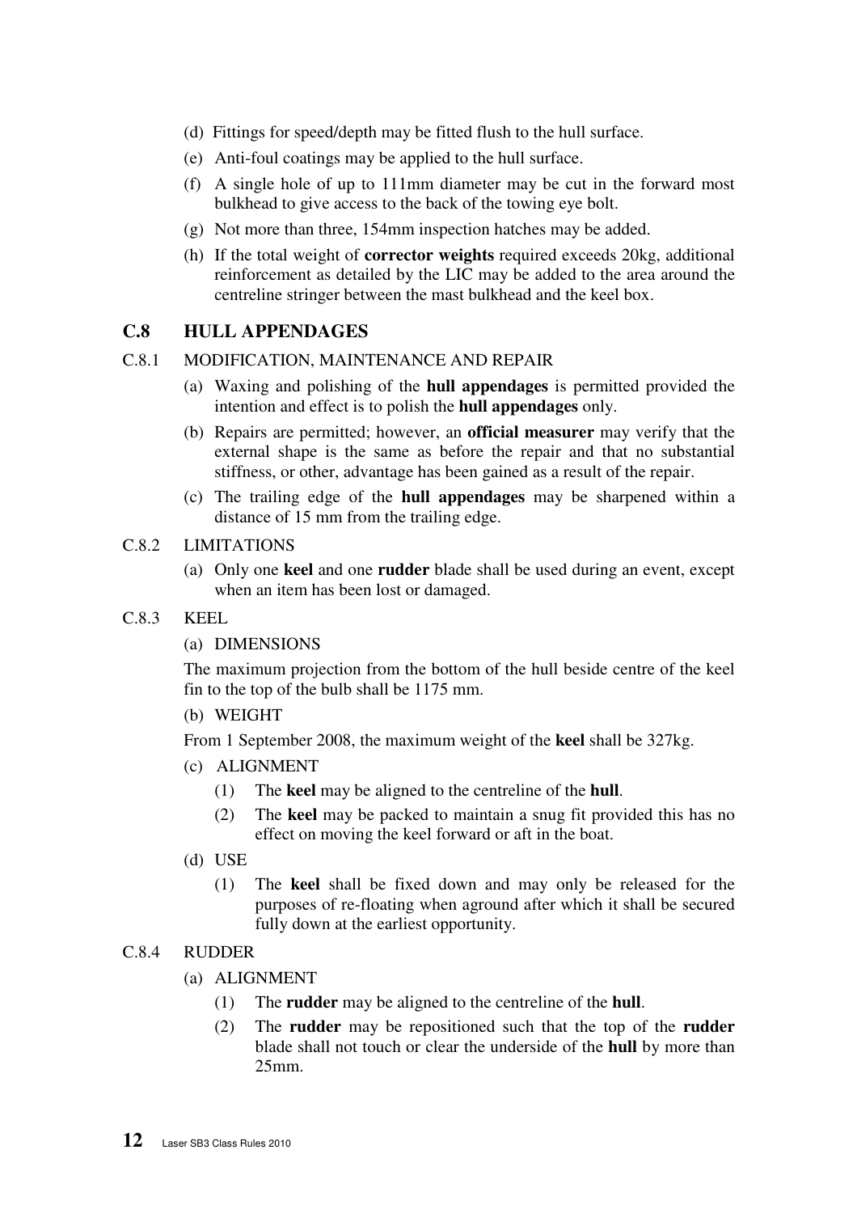(d) Fittings for speed/depth may be fitted flush to the hull surface.

(e) Anti-foul coatings may be applied to the hull surface.

(f) A single hole of up to 111mm diameter may be cut in the forward most bulkhead to give access to the back of the towing eye bolt.

(g) Not more than three, 154mm inspection hatches may be added.

(h) If the total weight of **corrector weights** required exceeds 20kg, additional reinforcement as detailed by the LIC may be added to the area around the centreline stringer between the mast bulkhead and the keel box.

## C.8 HULL APPENDAGES

### C.8.1 MODIFICATION, MAINTENANCE AND REPAIR

(a) Waxing and polishing of the **hull appendages** is permitted provided the intention and effect is to polish the **hull appendages** only.

(b) Repairs are permitted; however, an **official measurer** may verify that the external shape is the same as before the repair and that no substantial stiffness, or other, advantage has been gained as a result of the repair.

(c) The trailing edge of the **hull appendages** may be sharpened within a distance of 15 mm from the trailing edge.

### C.8.2 LIMITATIONS

(a) Only one **keel** and one **rudder** blade shall be used during an event, except when an item has been lost or damaged.

### C.8.3 KEEL

(a) DIMENSIONS

The maximum projection from the bottom of the hull beside centre of the keel fin to the top of the bulb shall be 1175 mm.

(b) WEIGHT

From 1 September 2008, the maximum weight of the **keel** shall be 327kg.

(c) ALIGNMENT

(1) The **keel** may be aligned to the centreline of the **hull**.

(2) The **keel** may be packed to maintain a snug fit provided this has no effect on moving the keel forward or aft in the boat.

(d) USE

(1) The **keel** shall be fixed down and may only be released for the purposes of re-floating when aground after which it shall be secured fully down at the earliest opportunity.

### C.8.4 RUDDER

(a) ALIGNMENT

(1) The **rudder** may be aligned to the centreline of the **hull**.

(2) The **rudder** may be repositioned such that the top of the **rudder** blade shall not touch or clear the underside of the **hull** by more than 25mm.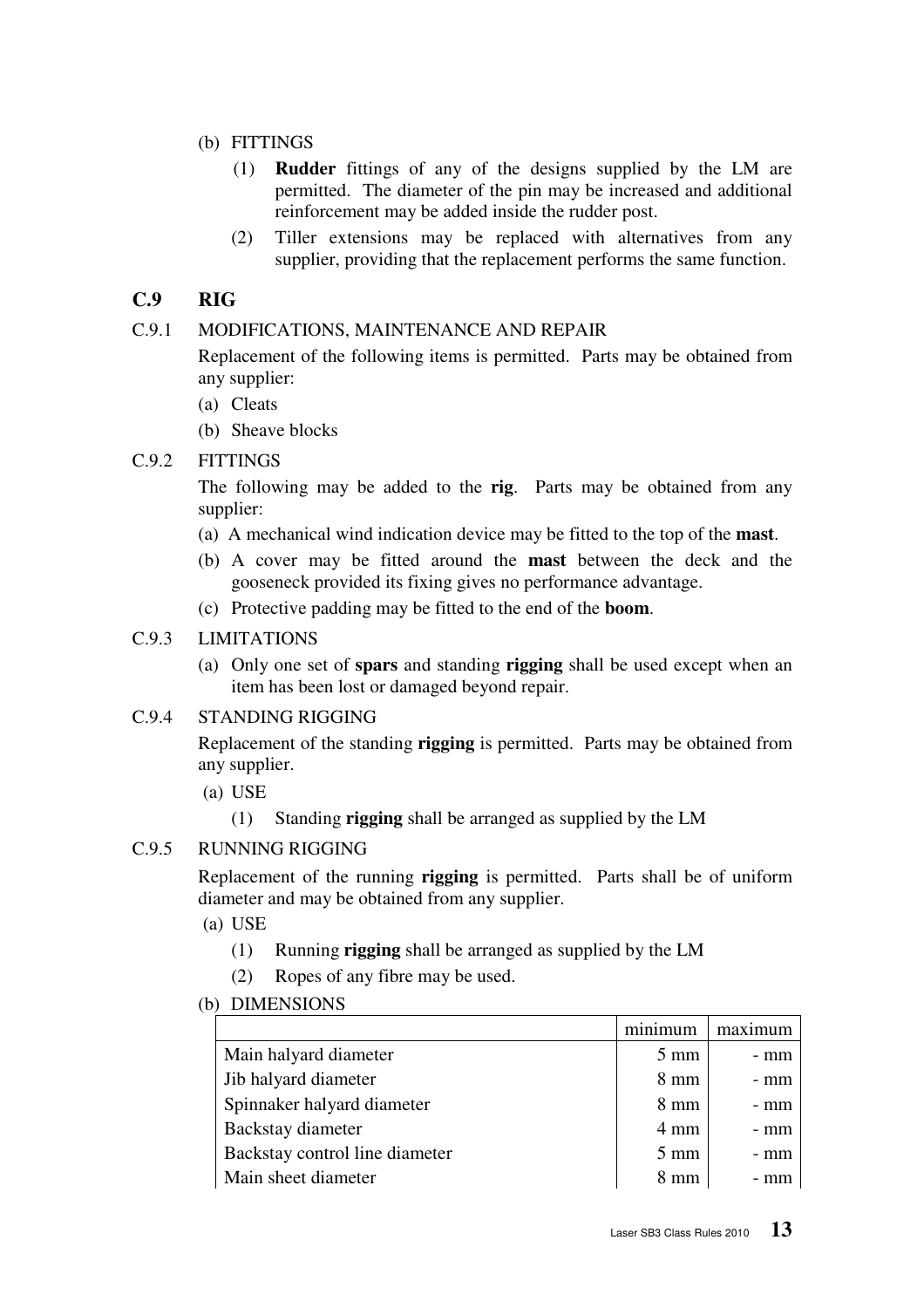(b) FITTINGS

(1) **Rudder** fittings of any of the designs supplied by the LM are permitted. The diameter of the pin may be increased and additional reinforcement may be added inside the rudder post.

(2) Tiller extensions may be replaced with alternatives from any supplier, providing that the replacement performs the same function.

## C.9 RIG

C.9.1 MODIFICATIONS, MAINTENANCE AND REPAIR

Replacement of the following items is permitted. Parts may be obtained from any supplier:

(a) Cleats

(b) Sheave blocks

C.9.2 FITTINGS

The following may be added to the **rig**. Parts may be obtained from any supplier:

(a) A mechanical wind indication device may be fitted to the top of the **mast**.

(b) A cover may be fitted around the **mast** between the deck and the gooseneck provided its fixing gives no performance advantage.

(c) Protective padding may be fitted to the end of the **boom**.

C.9.3 LIMITATIONS

(a) Only one set of **spars** and standing **rigging** shall be used except when an item has been lost or damaged beyond repair.

C.9.4 STANDING RIGGING

Replacement of the standing **rigging** is permitted. Parts may be obtained from any supplier.

(a) USE

(1) Standing **rigging** shall be arranged as supplied by the LM

C.9.5 RUNNING RIGGING

Replacement of the running **rigging** is permitted. Parts shall be of uniform diameter and may be obtained from any supplier.

(a) USE

(1) Running **rigging** shall be arranged as supplied by the LM

(2) Ropes of any fibre may be used.

(b) DIMENSIONS

| | minimum | maximum |
|---|---|---|
| Main halyard diameter | 5 mm | - mm |
| Jib halyard diameter | 8 mm | - mm |
| Spinnaker halyard diameter | 8 mm | - mm |
| Backstay diameter | 4 mm | - mm |
| Backstay control line diameter | 5 mm | - mm |
| Main sheet diameter | 8 mm | - mm |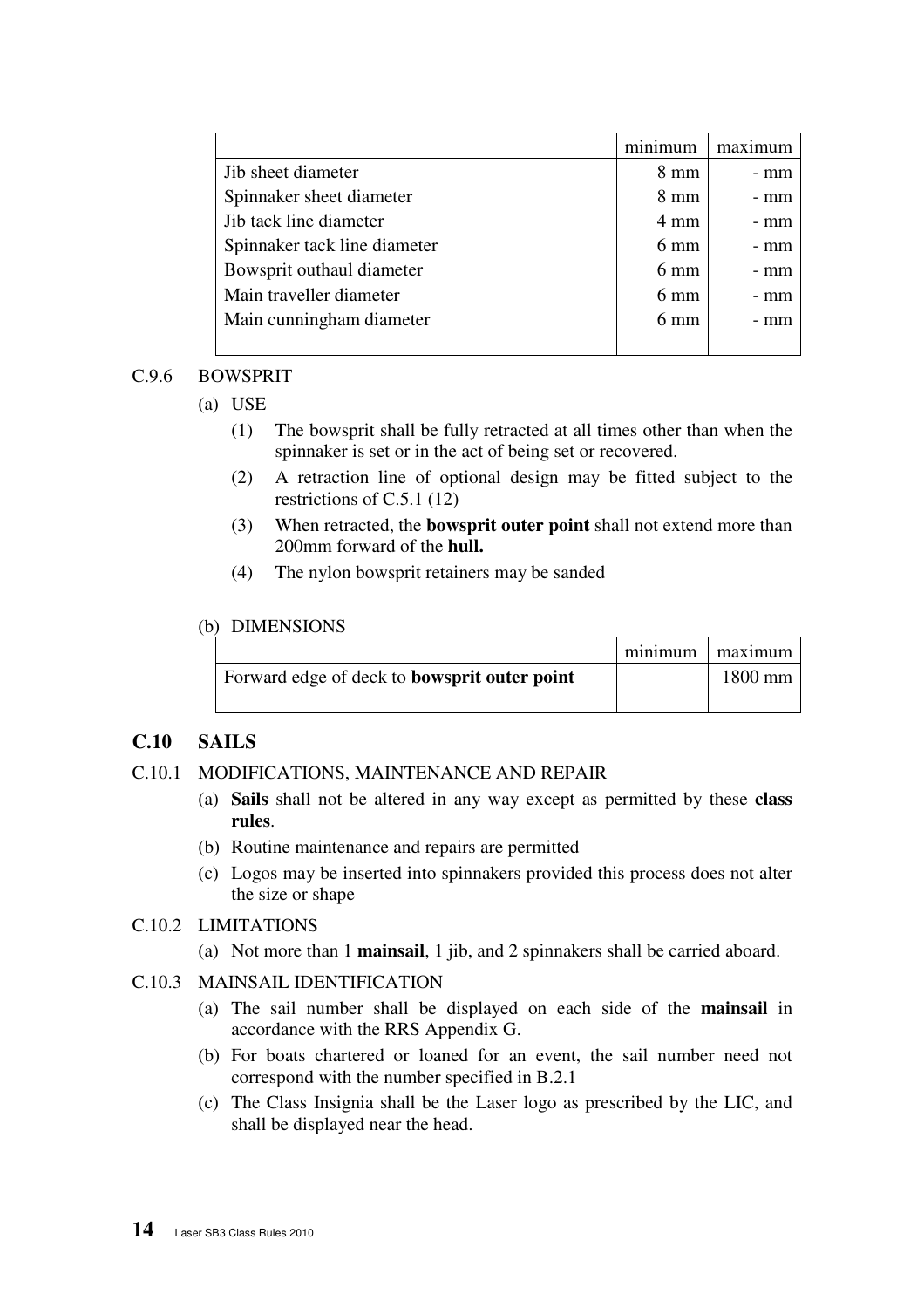| | minimum | maximum |
|---|---|---|
| Jib sheet diameter | 8 mm | - mm |
| Spinnaker sheet diameter | 8 mm | - mm |
| Jib tack line diameter | 4 mm | - mm |
| Spinnaker tack line diameter | 6 mm | - mm |
| Bowsprit outhaul diameter | 6 mm | - mm |
| Main traveller diameter | 6 mm | - mm |
| Main cunningham diameter | 6 mm | - mm |
| | | |

C.9.6 BOWSPRIT

(a) USE

(1) The bowsprit shall be fully retracted at all times other than when the spinnaker is set or in the act of being set or recovered.

(2) A retraction line of optional design may be fitted subject to the restrictions of C.5.1 (12)

(3) When retracted, the **bowsprit outer point** shall not extend more than 200mm forward of the **hull.**

(4) The nylon bowsprit retainers may be sanded

(b) DIMENSIONS

| | minimum | maximum |
|---|---|---|
| Forward edge of deck to **bowsprit outer point** | | 1800 mm |

## C.10 SAILS

C.10.1 MODIFICATIONS, MAINTENANCE AND REPAIR

(a) **Sails** shall not be altered in any way except as permitted by these **class rules**.

(b) Routine maintenance and repairs are permitted

(c) Logos may be inserted into spinnakers provided this process does not alter the size or shape

C.10.2 LIMITATIONS

(a) Not more than 1 **mainsail**, 1 jib, and 2 spinnakers shall be carried aboard.

C.10.3 MAINSAIL IDENTIFICATION

(a) The sail number shall be displayed on each side of the **mainsail** in accordance with the RRS Appendix G.

(b) For boats chartered or loaned for an event, the sail number need not correspond with the number specified in B.2.1

(c) The Class Insignia shall be the Laser logo as prescribed by the LIC, and shall be displayed near the head.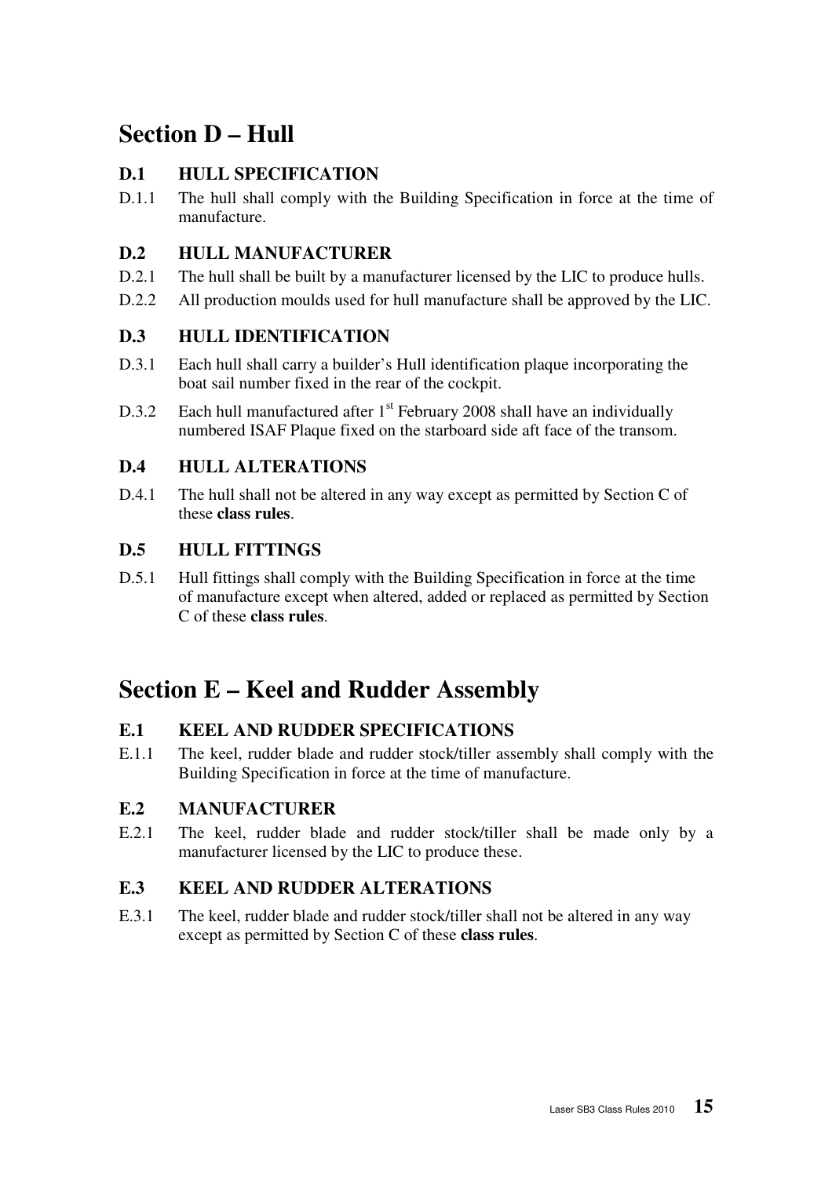# Section D – Hull

## D.1 HULL SPECIFICATION

D.1.1 The hull shall comply with the Building Specification in force at the time of manufacture.

## D.2 HULL MANUFACTURER

D.2.1 The hull shall be built by a manufacturer licensed by the LIC to produce hulls.

D.2.2 All production moulds used for hull manufacture shall be approved by the LIC.

## D.3 HULL IDENTIFICATION

D.3.1 Each hull shall carry a builder's Hull identification plaque incorporating the boat sail number fixed in the rear of the cockpit.

D.3.2 Each hull manufactured after 1st February 2008 shall have an individually numbered ISAF Plaque fixed on the starboard side aft face of the transom.

## D.4 HULL ALTERATIONS

D.4.1 The hull shall not be altered in any way except as permitted by Section C of these **class rules**.

## D.5 HULL FITTINGS

D.5.1 Hull fittings shall comply with the Building Specification in force at the time of manufacture except when altered, added or replaced as permitted by Section C of these **class rules**.

# Section E – Keel and Rudder Assembly

## E.1 KEEL AND RUDDER SPECIFICATIONS

E.1.1 The keel, rudder blade and rudder stock/tiller assembly shall comply with the Building Specification in force at the time of manufacture.

## E.2 MANUFACTURER

E.2.1 The keel, rudder blade and rudder stock/tiller shall be made only by a manufacturer licensed by the LIC to produce these.

## E.3 KEEL AND RUDDER ALTERATIONS

E.3.1 The keel, rudder blade and rudder stock/tiller shall not be altered in any way except as permitted by Section C of these **class rules**.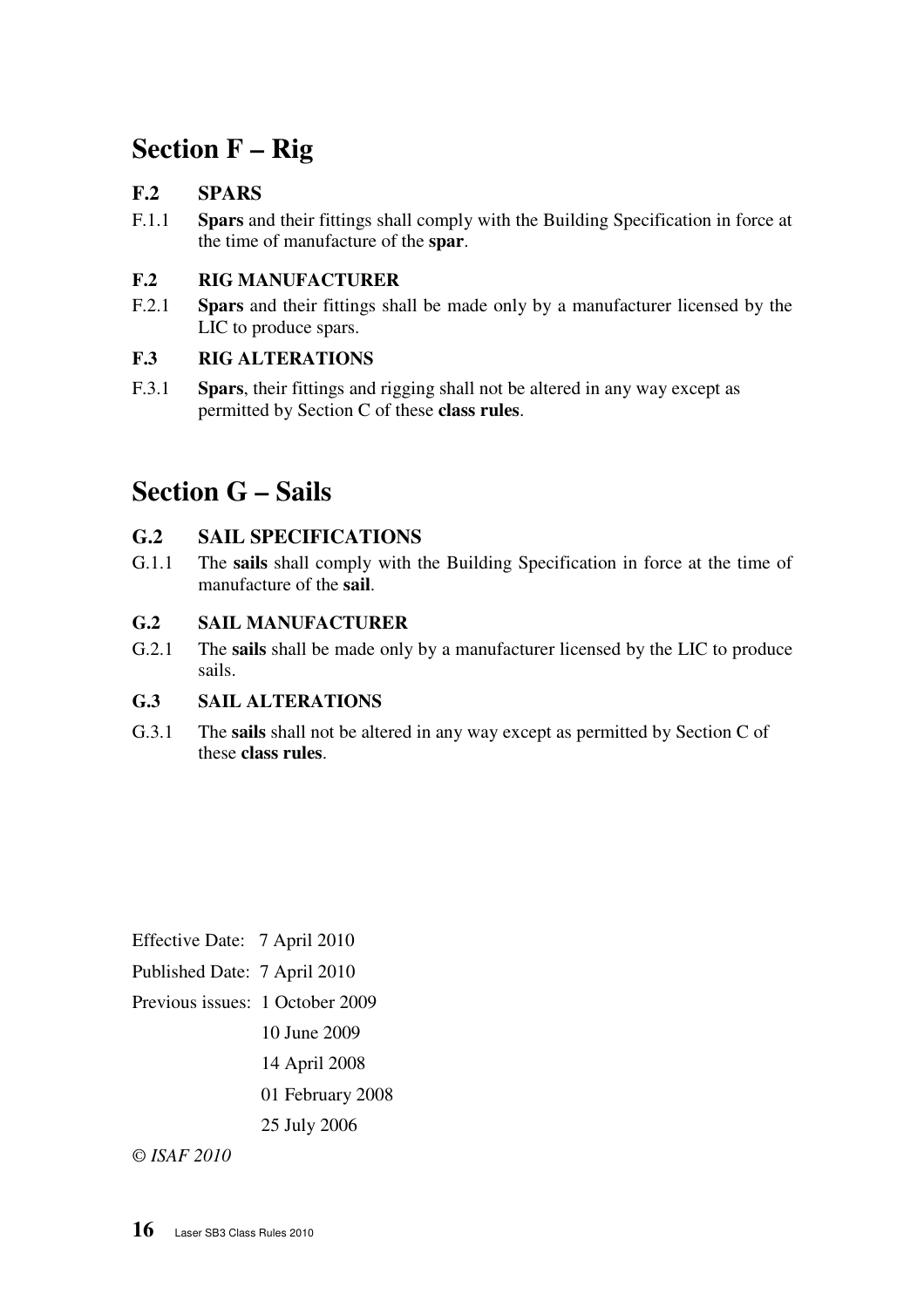# Section F – Rig

### F.2 SPARS

F.1.1 **Spars** and their fittings shall comply with the Building Specification in force at the time of manufacture of the **spar**.

### F.2 RIG MANUFACTURER

F.2.1 **Spars** and their fittings shall be made only by a manufacturer licensed by the LIC to produce spars.

### F.3 RIG ALTERATIONS

F.3.1 **Spars**, their fittings and rigging shall not be altered in any way except as permitted by Section C of these **class rules**.

# Section G – Sails

### G.2 SAIL SPECIFICATIONS

G.1.1 The **sails** shall comply with the Building Specification in force at the time of manufacture of the **sail**.

### G.2 SAIL MANUFACTURER

G.2.1 The **sails** shall be made only by a manufacturer licensed by the LIC to produce sails.

### G.3 SAIL ALTERATIONS

G.3.1 The **sails** shall not be altered in any way except as permitted by Section C of these **class rules**.

Effective Date: 7 April 2010

Published Date: 7 April 2010

Previous issues: 1 October 2009

10 June 2009

14 April 2008

01 February 2008

25 July 2006

*© ISAF 2010*